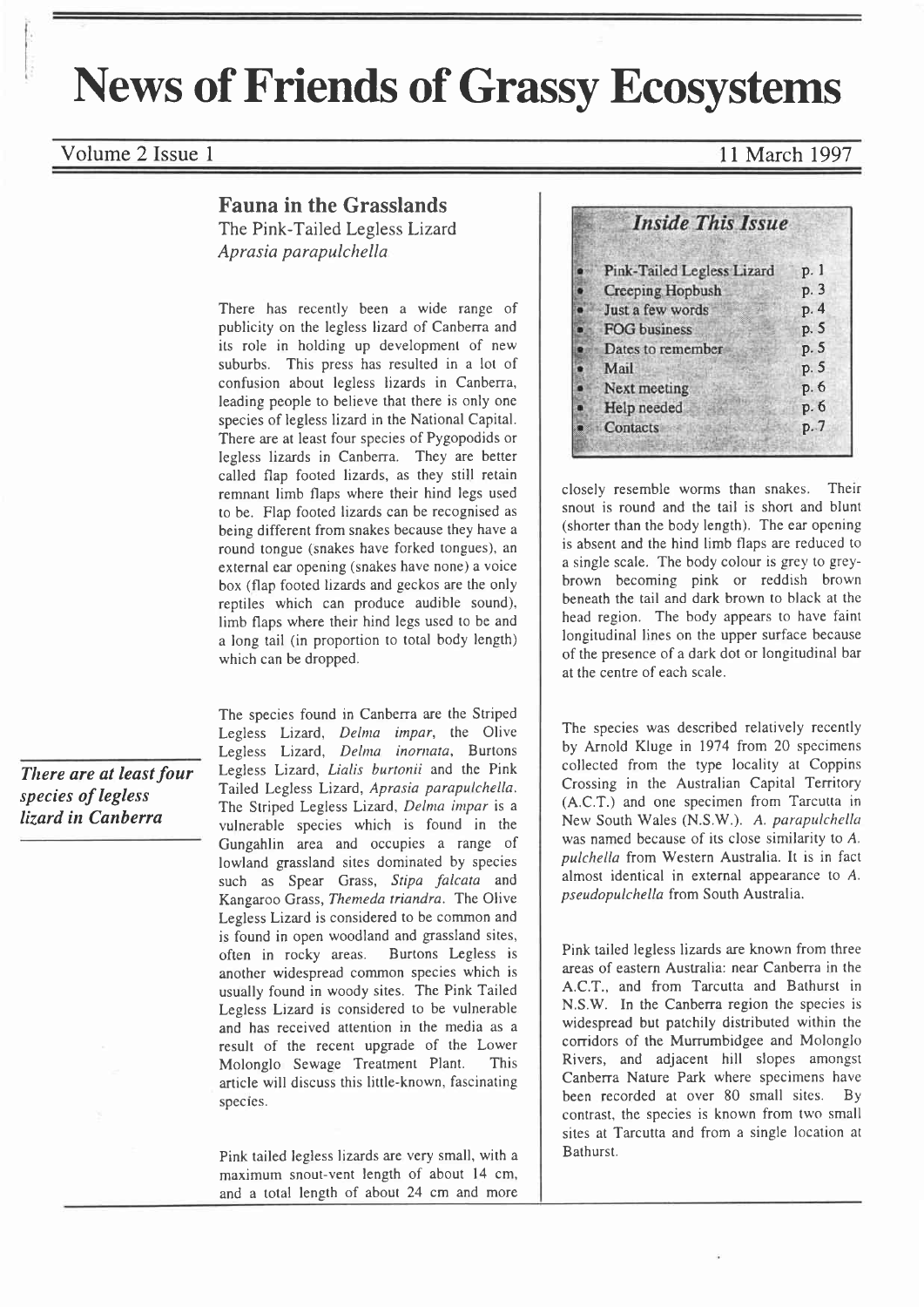# News of Friends of Grassy Ecosystems

Volume 2 Issue 1 — 11 March 1997

## Fauna in the Grasslands

### The Pink-Tailed Legless Lizard *Aprasia parapulchella*

There has recently been a wide range of publicity on the legless lizard of Canberra and its role in holding up development of new suburbs. This press has resulted in a lot of confusion about legless lizards in Canberra, leading people to believe that there is only one species of legless lizard in the National Capital. There are at least four species of Pygopodids or legless lizards in Canberra. They are better called flap footed lizards, as they still retain remnant limb flaps where their hind legs used to be. Flap footed lizards can be recognised as being different from snakes because they have a round tongue (snakes have forked tongues), an external ear opening (snakes have none) a voice box (flap footed lizards and geckos are the only reptiles which can produce audible sound), limb flaps where their hind legs used to be and a long tail (in proportion to total body length) which can be dropped.

***There are at least four species of legless lizard in Canberra***

The species found in Canberra are the Striped Legless Lizard, *Delma impar*, the Olive Legless Lizard, *Delma inornata*, Burtons Legless Lizard, *Lialis burtonii* and the Pink Tailed Legless Lizard, *Aprasia parapulchella*. The Striped Legless Lizard, *Delma impar* is a vulnerable species which is found in the Gungahlin area and occupies a range of lowland grassland sites dominated by species such as Spear Grass, *Stipa falcata* and Kangaroo Grass, *Themeda triandra*. The Olive Legless Lizard is considered to be common and is found in open woodland and grassland sites, often in rocky areas. Burtons Legless is another widespread common species which is usually found in woody sites. The Pink Tailed Legless Lizard is considered to be vulnerable and has received attention in the media as a result of the recent upgrade of the Lower Molonglo Sewage Treatment Plant. This article will discuss this little-known, fascinating species.

Pink tailed legless lizards are very small, with a maximum snout-vent length of about 14 cm, and a total length of about 24 cm and more closely resemble worms than snakes. Their snout is round and the tail is short and blunt (shorter than the body length). The ear opening is absent and the hind limb flaps are reduced to a single scale. The body colour is grey to grey-brown becoming pink or reddish brown beneath the tail and dark brown to black at the head region. The body appears to have faint longitudinal lines on the upper surface because of the presence of a dark dot or longitudinal bar at the centre of each scale.

The species was described relatively recently by Arnold Kluge in 1974 from 20 specimens collected from the type locality at Coppins Crossing in the Australian Capital Territory (A.C.T.) and one specimen from Tarcutta in New South Wales (N.S.W.). *A. parapulchella* was named because of its close similarity to *A. pulchella* from Western Australia. It is in fact almost identical in external appearance to *A. pseudopulchella* from South Australia.

Pink tailed legless lizards are known from three areas of eastern Australia: near Canberra in the A.C.T., and from Tarcutta and Bathurst in N.S.W. In the Canberra region the species is widespread but patchily distributed within the corridors of the Murrumbidgee and Molonglo Rivers, and adjacent hill slopes amongst Canberra Nature Park where specimens have been recorded at over 80 small sites. By contrast, the species is known from two small sites at Tarcutta and from a single location at Bathurst.

### Inside This Issue

| | |
|---|---|
| Pink-Tailed Legless Lizard | p. 1 |
| Creeping Hopbush | p. 3 |
| Just a few words | p. 4 |
| FOG business | p. 5 |
| Dates to remember | p. 5 |
| Mail | p. 5 |
| Next meeting | p. 6 |
| Help needed | p. 6 |
| Contacts | p. 7 |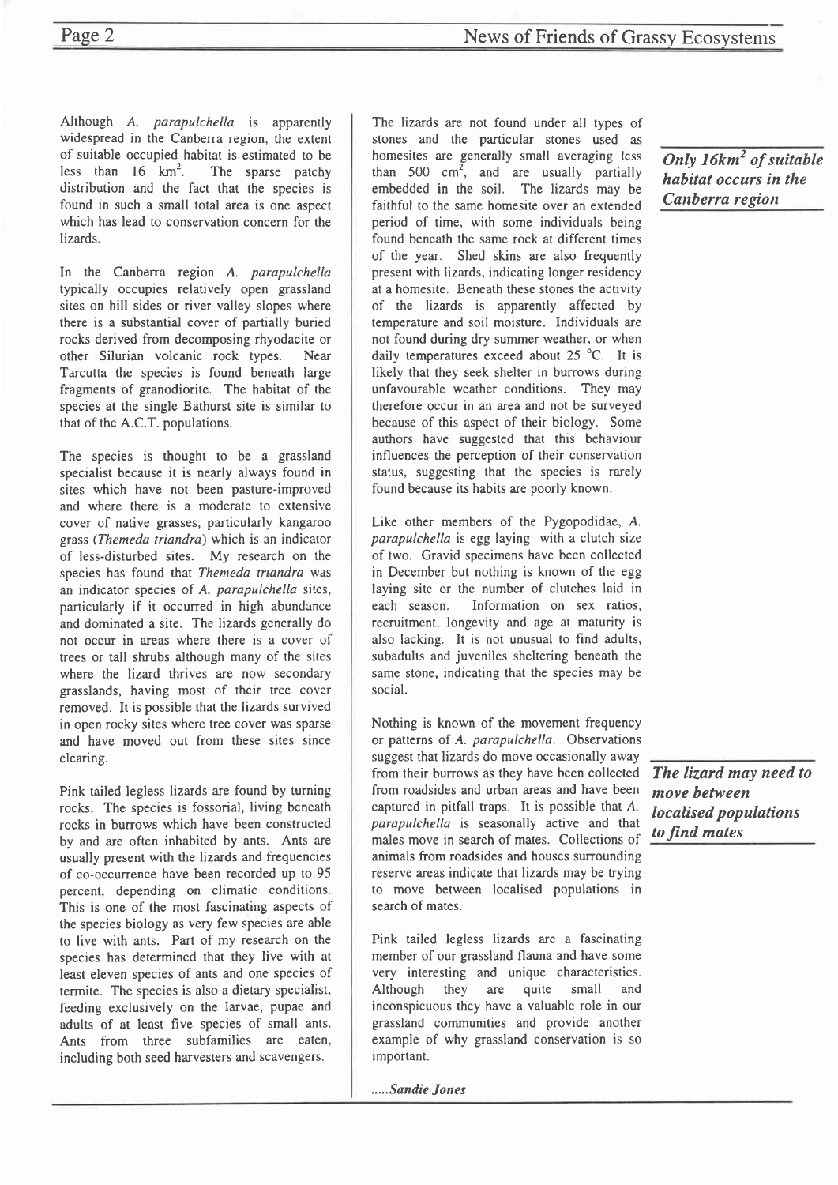Although *A. parapulchella* is apparently widespread in the Canberra region, the extent of suitable occupied habitat is estimated to be less than 16 $km^2$. The sparse patchy distribution and the fact that the species is found in such a small total area is one aspect which has lead to conservation concern for the lizards.

In the Canberra region *A. parapulchella* typically occupies relatively open grassland sites on hill sides or river valley slopes where there is a substantial cover of partially buried rocks derived from decomposing rhyodacite or other Silurian volcanic rock types. Near Tarcutta the species is found beneath large fragments of granodiorite. The habitat of the species at the single Bathurst site is similar to that of the A.C.T. populations.

The species is thought to be a grassland specialist because it is nearly always found in sites which have not been pasture-improved and where there is a moderate to extensive cover of native grasses, particularly kangaroo grass (*Themeda triandra*) which is an indicator of less-disturbed sites. My research on the species has found that *Themeda triandra* was an indicator species of *A. parapulchella* sites, particularly if it occurred in high abundance and dominated a site. The lizards generally do not occur in areas where there is a cover of trees or tall shrubs although many of the sites where the lizard thrives are now secondary grasslands, having most of their tree cover removed. It is possible that the lizards survived in open rocky sites where tree cover was sparse and have moved out from these sites since clearing.

Pink tailed legless lizards are found by turning rocks. The species is fossorial, living beneath rocks in burrows which have been constructed by and are often inhabited by ants. Ants are usually present with the lizards and frequencies of co-occurrence have been recorded up to 95 percent, depending on climatic conditions. This is one of the most fascinating aspects of the species biology as very few species are able to live with ants. Part of my research on the species has determined that they live with at least eleven species of ants and one species of termite. The species is also a dietary specialist, feeding exclusively on the larvae, pupae and adults of at least five species of small ants. Ants from three subfamilies are eaten, including both seed harvesters and scavengers.

The lizards are not found under all types of stones and the particular stones used as homesites are generally small averaging less than 500 $cm^2$, and are usually partially embedded in the soil. The lizards may be faithful to the same homesite over an extended period of time, with some individuals being found beneath the same rock at different times of the year. Shed skins are also frequently present with lizards, indicating longer residency at a homesite. Beneath these stones the activity of the lizards is apparently affected by temperature and soil moisture. Individuals are not found during dry summer weather, or when daily temperatures exceed about 25 °C. It is likely that they seek shelter in burrows during unfavourable weather conditions. They may therefore occur in an area and not be surveyed because of this aspect of their biology. Some authors have suggested that this behaviour influences the perception of their conservation status, suggesting that the species is rarely found because its habits are poorly known.

***Only 16km² of suitable habitat occurs in the Canberra region***

Like other members of the Pygopodidae, *A. parapulchella* is egg laying with a clutch size of two. Gravid specimens have been collected in December but nothing is known of the egg laying site or the number of clutches laid in each season. Information on sex ratios, recruitment, longevity and age at maturity is also lacking. It is not unusual to find adults, subadults and juveniles sheltering beneath the same stone, indicating that the species may be social.

Nothing is known of the movement frequency or patterns of *A. parapulchella*. Observations suggest that lizards do move occasionally away from their burrows as they have been collected from roadsides and urban areas and have been captured in pitfall traps. It is possible that *A. parapulchella* is seasonally active and that males move in search of mates. Collections of animals from roadsides and houses surrounding reserve areas indicate that lizards may be trying to move between localised populations in search of mates.

***The lizard may need to move between localised populations to find mates***

Pink tailed legless lizards are a fascinating member of our grassland flauna and have some very interesting and unique characteristics. Although they are quite small and inconspicuous they have a valuable role in our grassland communities and provide another example of why grassland conservation is so important.

*.....Sandie Jones*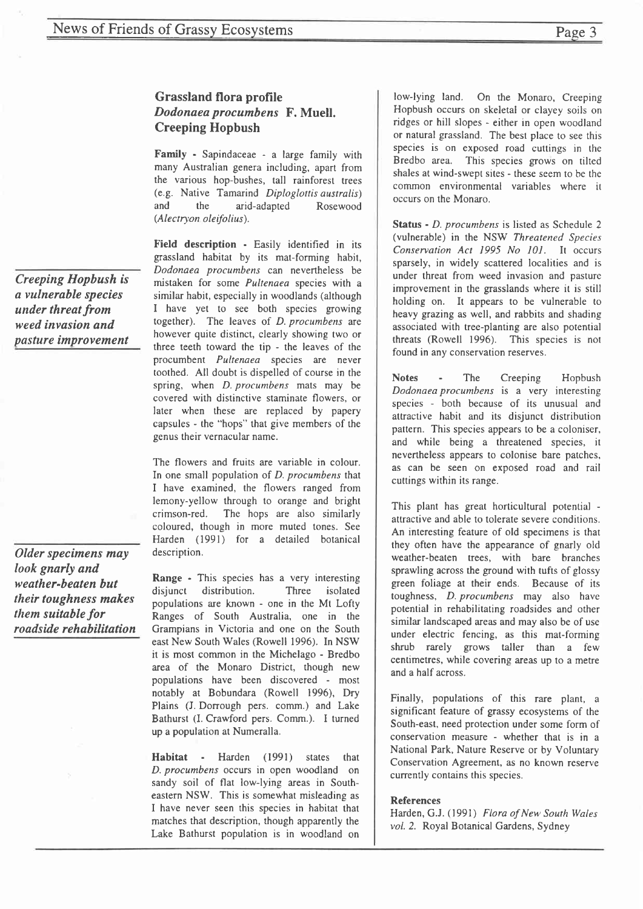## Grassland flora profile
## *Dodonaea procumbens* F. Muell.
## Creeping Hopbush

**Family** - Sapindaceae - a large family with many Australian genera including, apart from the various hop-bushes, tall rainforest trees (e.g. Native Tamarind *Diploglottis australis*) and the arid-adapted Rosewood (*Alectryon oleifolius*).

**Field description** - Easily identified in its grassland habitat by its mat-forming habit, *Dodonaea procumbens* can nevertheless be mistaken for some *Pultenaea* species with a similar habit, especially in woodlands (although I have yet to see both species growing together). The leaves of *D. procumbens* are however quite distinct, clearly showing two or three teeth toward the tip - the leaves of the procumbent *Pultenaea* species are never toothed. All doubt is dispelled of course in the spring, when *D. procumbens* mats may be covered with distinctive staminate flowers, or later when these are replaced by papery capsules - the "hops" that give members of the genus their vernacular name.

*Creeping Hopbush is a vulnerable species under threat from weed invasion and pasture improvement*

The flowers and fruits are variable in colour. In one small population of *D. procumbens* that I have examined, the flowers ranged from lemony-yellow through to orange and bright crimson-red. The hops are also similarly coloured, though in more muted tones. See Harden (1991) for a detailed botanical description.

*Older specimens may look gnarly and weather-beaten but their toughness makes them suitable for roadside rehabilitation*

**Range** - This species has a very interesting disjunct distribution. Three isolated populations are known - one in the Mt Lofty Ranges of South Australia, one in the Grampians in Victoria and one on the South east New South Wales (Rowell 1996). In NSW it is most common in the Michelago - Bredbo area of the Monaro District, though new populations have been discovered - most notably at Bobundara (Rowell 1996), Dry Plains (J. Dorrough pers. comm.) and Lake Bathurst (I. Crawford pers. Comm.). I turned up a population at Numeralla.

**Habitat** - Harden (1991) states that *D. procumbens* occurs in open woodland on sandy soil of flat low-lying areas in South-eastern NSW. This is somewhat misleading as I have never seen this species in habitat that matches that description, though apparently the Lake Bathurst population is in woodland on low-lying land. On the Monaro, Creeping Hopbush occurs on skeletal or clayey soils on ridges or hill slopes - either in open woodland or natural grassland. The best place to see this species is on exposed road cuttings in the Bredbo area. This species grows on tilted shales at wind-swept sites - these seem to be the common environmental variables where it occurs on the Monaro.

**Status** - *D. procumbens* is listed as Schedule 2 (vulnerable) in the NSW *Threatened Species Conservation Act 1995 No 101*. It occurs sparsely, in widely scattered localities and is under threat from weed invasion and pasture improvement in the grasslands where it is still holding on. It appears to be vulnerable to heavy grazing as well, and rabbits and shading associated with tree-planting are also potential threats (Rowell 1996). This species is not found in any conservation reserves.

**Notes** - The Creeping Hopbush *Dodonaea procumbens* is a very interesting species - both because of its unusual and attractive habit and its disjunct distribution pattern. This species appears to be a coloniser, and while being a threatened species, it nevertheless appears to colonise bare patches, as can be seen on exposed road and rail cuttings within its range.

This plant has great horticultural potential - attractive and able to tolerate severe conditions. An interesting feature of old specimens is that they often have the appearance of gnarly old weather-beaten trees, with bare branches sprawling across the ground with tufts of glossy green foliage at their ends. Because of its toughness, *D. procumbens* may also have potential in rehabilitating roadsides and other similar landscaped areas and may also be of use under electric fencing, as this mat-forming shrub rarely grows taller than a few centimetres, while covering areas up to a metre and a half across.

Finally, populations of this rare plant, a significant feature of grassy ecosystems of the South-east, need protection under some form of conservation measure - whether that is in a National Park, Nature Reserve or by Voluntary Conservation Agreement, as no known reserve currently contains this species.

**References**

Harden, G.J. (1991) *Flora of New South Wales vol. 2.* Royal Botanical Gardens, Sydney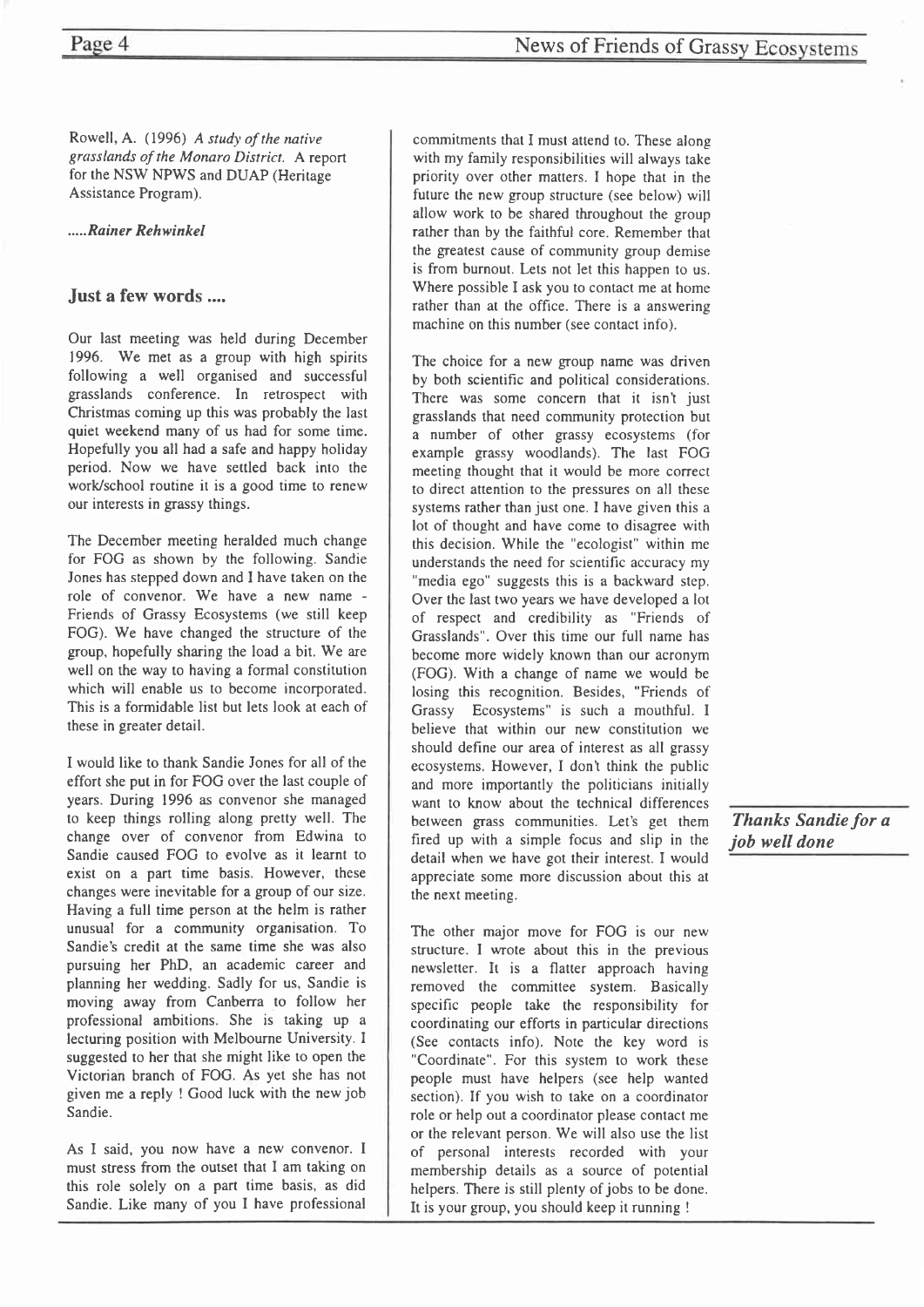Rowell, A. (1996) *A study of the native grasslands of the Monaro District.* A report for the NSW NPWS and DUAP (Heritage Assistance Program).

*.....Rainer Rehwinkel*

## Just a few words ....

Our last meeting was held during December 1996. We met as a group with high spirits following a well organised and successful grasslands conference. In retrospect with Christmas coming up this was probably the last quiet weekend many of us had for some time. Hopefully you all had a safe and happy holiday period. Now we have settled back into the work/school routine it is a good time to renew our interests in grassy things.

The December meeting heralded much change for FOG as shown by the following. Sandie Jones has stepped down and I have taken on the role of convenor. We have a new name - Friends of Grassy Ecosystems (we still keep FOG). We have changed the structure of the group, hopefully sharing the load a bit. We are well on the way to having a formal constitution which will enable us to become incorporated. This is a formidable list but lets look at each of these in greater detail.

I would like to thank Sandie Jones for all of the effort she put in for FOG over the last couple of years. During 1996 as convenor she managed to keep things rolling along pretty well. The change over of convenor from Edwina to Sandie caused FOG to evolve as it learnt to exist on a part time basis. However, these changes were inevitable for a group of our size. Having a full time person at the helm is rather unusual for a community organisation. To Sandie's credit at the same time she was also pursuing her PhD, an academic career and planning her wedding. Sadly for us, Sandie is moving away from Canberra to follow her professional ambitions. She is taking up a lecturing position with Melbourne University. I suggested to her that she might like to open the Victorian branch of FOG. As yet she has not given me a reply ! Good luck with the new job Sandie.

As I said, you now have a new convenor. I must stress from the outset that I am taking on this role solely on a part time basis, as did Sandie. Like many of you I have professional commitments that I must attend to. These along with my family responsibilities will always take priority over other matters. I hope that in the future the new group structure (see below) will allow work to be shared throughout the group rather than by the faithful core. Remember that the greatest cause of community group demise is from burnout. Lets not let this happen to us. Where possible I ask you to contact me at home rather than at the office. There is a answering machine on this number (see contact info).

The choice for a new group name was driven by both scientific and political considerations. There was some concern that it isn't just grasslands that need community protection but a number of other grassy ecosystems (for example grassy woodlands). The last FOG meeting thought that it would be more correct to direct attention to the pressures on all these systems rather than just one. I have given this a lot of thought and have come to disagree with this decision. While the "ecologist" within me understands the need for scientific accuracy my "media ego" suggests this is a backward step. Over the last two years we have developed a lot of respect and credibility as "Friends of Grasslands". Over this time our full name has become more widely known than our acronym (FOG). With a change of name we would be losing this recognition. Besides, "Friends of Grassy Ecosystems" is such a mouthful. I believe that within our new constitution we should define our area of interest as all grassy ecosystems. However, I don't think the public and more importantly the politicians initially want to know about the technical differences between grass communities. Let's get them fired up with a simple focus and slip in the detail when we have got their interest. I would appreciate some more discussion about this at the next meeting.

***Thanks Sandie for a job well done***

The other major move for FOG is our new structure. I wrote about this in the previous newsletter. It is a flatter approach having removed the committee system. Basically specific people take the responsibility for coordinating our efforts in particular directions (See contacts info). Note the key word is "Coordinate". For this system to work these people must have helpers (see help wanted section). If you wish to take on a coordinator role or help out a coordinator please contact me or the relevant person. We will also use the list of personal interests recorded with your membership details as a source of potential helpers. There is still plenty of jobs to be done. It is your group, you should keep it running !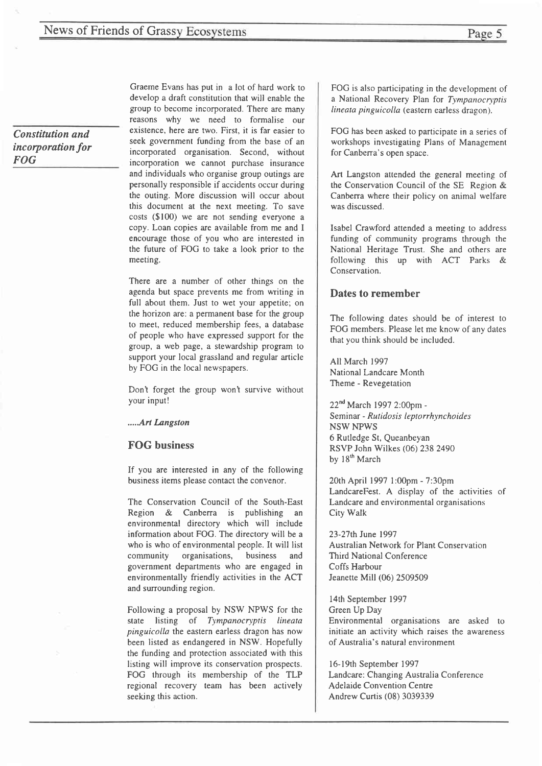## *Constitution and incorporation for FOG*

Graeme Evans has put in a lot of hard work to develop a draft constitution that will enable the group to become incorporated. There are many reasons why we need to formalise our existence, here are two. First, it is far easier to seek government funding from the base of an incorporated organisation. Second, without incorporation we cannot purchase insurance and individuals who organise group outings are personally responsible if accidents occur during the outing. More discussion will occur about this document at the next meeting. To save costs ($100) we are not sending everyone a copy. Loan copies are available from me and I encourage those of you who are interested in the future of FOG to take a look prior to the meeting.

There are a number of other things on the agenda but space prevents me from writing in full about them. Just to wet your appetite; on the horizon are: a permanent base for the group to meet, reduced membership fees, a database of people who have expressed support for the group, a web page, a stewardship program to support your local grassland and regular article by FOG in the local newspapers.

Don't forget the group won't survive without your input!

*.....Art Langston*

## FOG business

If you are interested in any of the following business items please contact the convenor.

The Conservation Council of the South-East Region & Canberra is publishing an environmental directory which will include information about FOG. The directory will be a who is who of environmental people. It will list community organisations, business and government departments who are engaged in environmentally friendly activities in the ACT and surrounding region.

Following a proposal by NSW NPWS for the state listing of *Tympanocryptis lineata pinguicolla* the eastern earless dragon has now been listed as endangered in NSW. Hopefully the funding and protection associated with this listing will improve its conservation prospects. FOG through its membership of the TLP regional recovery team has been actively seeking this action.

FOG is also participating in the development of a National Recovery Plan for *Tympanocryptis lineata pinguicolla* (eastern earless dragon).

FOG has been asked to participate in a series of workshops investigating Plans of Management for Canberra's open space.

Art Langston attended the general meeting of the Conservation Council of the SE Region & Canberra where their policy on animal welfare was discussed.

Isabel Crawford attended a meeting to address funding of community programs through the National Heritage Trust. She and others are following this up with ACT Parks & Conservation.

## Dates to remember

The following dates should be of interest to FOG members. Please let me know of any dates that you think should be included.

All March 1997
National Landcare Month
Theme - Revegetation

22nd March 1997 2:00pm -
Seminar - *Rutidosis leptorrhynchoides*
NSW NPWS
6 Rutledge St, Queanbeyan
RSVP John Wilkes (06) 238 2490
by 18th March

20th April 1997 1:00pm - 7:30pm
LandcareFest. A display of the activities of Landcare and environmental organisations
City Walk

23-27th June 1997
Australian Network for Plant Conservation
Third National Conference
Coffs Harbour
Jeanette Mill (06) 2509509

14th September 1997
Green Up Day
Environmental organisations are asked to initiate an activity which raises the awareness of Australia's natural environment

16-19th September 1997
Landcare: Changing Australia Conference
Adelaide Convention Centre
Andrew Curtis (08) 3039339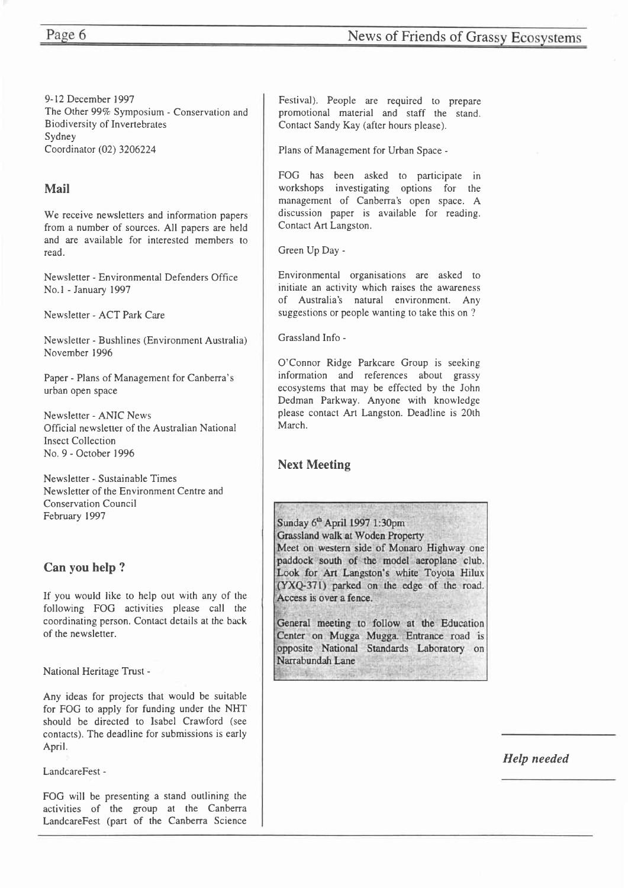9-12 December 1997
The Other 99% Symposium - Conservation and Biodiversity of Invertebrates
Sydney
Coordinator (02) 3206224

## Mail

We receive newsletters and information papers from a number of sources. All papers are held and are available for interested members to read.

Newsletter - Environmental Defenders Office
No.1 - January 1997

Newsletter - ACT Park Care

Newsletter - Bushlines (Environment Australia)
November 1996

Paper - Plans of Management for Canberra's urban open space

Newsletter - ANIC News
Official newsletter of the Australian National Insect Collection
No. 9 - October 1996

Newsletter - Sustainable Times
Newsletter of the Environment Centre and Conservation Council
February 1997

## Can you help ?

If you would like to help out with any of the following FOG activities please call the coordinating person. Contact details at the back of the newsletter.

National Heritage Trust -

Any ideas for projects that would be suitable for FOG to apply for funding under the NHT should be directed to Isabel Crawford (see contacts). The deadline for submissions is early April.

LandcareFest -

FOG will be presenting a stand outlining the activities of the group at the Canberra LandcareFest (part of the Canberra Science Festival). People are required to prepare promotional material and staff the stand. Contact Sandy Kay (after hours please).

Plans of Management for Urban Space -

FOG has been asked to participate in workshops investigating options for the management of Canberra's open space. A discussion paper is available for reading. Contact Art Langston.

Green Up Day -

Environmental organisations are asked to initiate an activity which raises the awareness of Australia's natural environment. Any suggestions or people wanting to take this on ?

Grassland Info -

O'Connor Ridge Parkcare Group is seeking information and references about grassy ecosystems that may be effected by the John Dedman Parkway. Anyone with knowledge please contact Art Langston. Deadline is 20th March.

## Next Meeting

Sunday 6th April 1997 1:30pm
Grassland walk at Woden Property
Meet on western side of Monaro Highway one paddock south of the model aeroplane club. Look for Art Langston's white Toyota Hilux (YXQ-371) parked on the edge of the road. Access is over a fence.

General meeting to follow at the Education Center on Mugga Mugga. Entrance road is opposite National Standards Laboratory on Narrabundah Lane

*Help needed*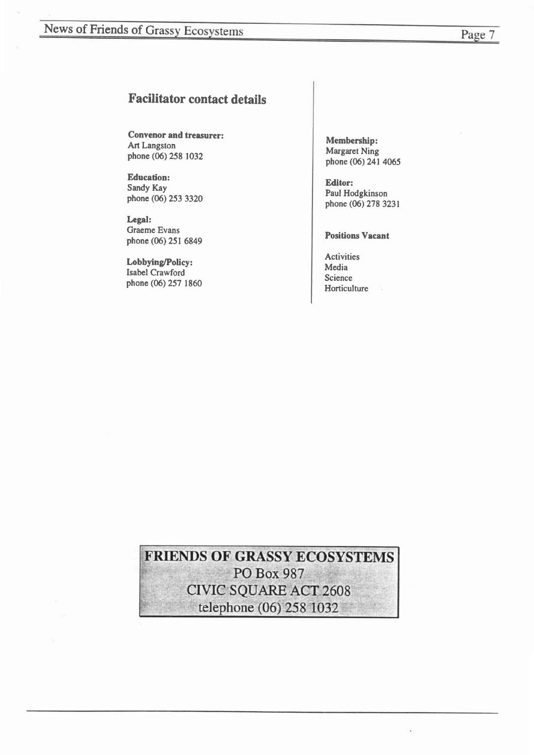## Facilitator contact details

**Convenor and treasurer:**
Art Langston
phone (06) 258 1032

**Education:**
Sandy Kay
phone (06) 253 3320

**Legal:**
Graeme Evans
phone (06) 251 6849

**Lobbying/Policy:**
Isabel Crawford
phone (06) 257 1860

**Membership:**
Margaret Ning
phone (06) 241 4065

**Editor:**
Paul Hodgkinson
phone (06) 278 3231

**Positions Vacant**

Activities
Media
Science
Horticulture

**FRIENDS OF GRASSY ECOSYSTEMS**
PO Box 987
CIVIC SQUARE ACT 2608
telephone (06) 258 1032